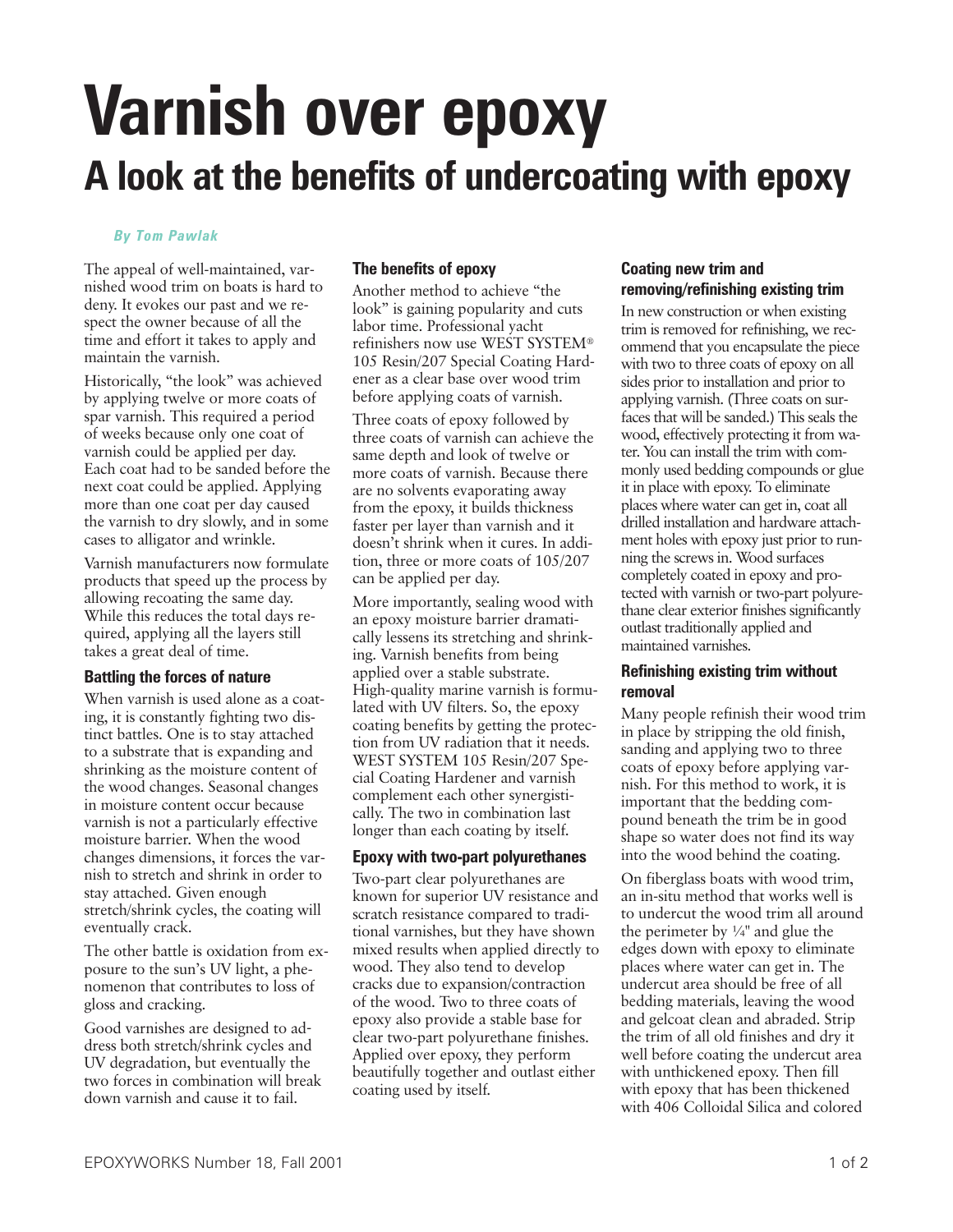# Varnish over epoxy

## A look at the benefits of undercoating with epoxy

*By Tom Pawlak*

The appeal of well-maintained, varnished wood trim on boats is hard to deny. It evokes our past and we respect the owner because of all the time and effort it takes to apply and maintain the varnish.

Historically, "the look" was achieved by applying twelve or more coats of spar varnish. This required a period of weeks because only one coat of varnish could be applied per day. Each coat had to be sanded before the next coat could be applied. Applying more than one coat per day caused the varnish to dry slowly, and in some cases to alligator and wrinkle.

Varnish manufacturers now formulate products that speed up the process by allowing recoating the same day. While this reduces the total days required, applying all the layers still takes a great deal of time.

### Battling the forces of nature

When varnish is used alone as a coating, it is constantly fighting two distinct battles. One is to stay attached to a substrate that is expanding and shrinking as the moisture content of the wood changes. Seasonal changes in moisture content occur because varnish is not a particularly effective moisture barrier. When the wood changes dimensions, it forces the varnish to stretch and shrink in order to stay attached. Given enough stretch/shrink cycles, the coating will eventually crack.

The other battle is oxidation from exposure to the sun's UV light, a phenomenon that contributes to loss of gloss and cracking.

Good varnishes are designed to address both stretch/shrink cycles and UV degradation, but eventually the two forces in combination will break down varnish and cause it to fail.

### The benefits of epoxy

Another method to achieve "the look" is gaining popularity and cuts labor time. Professional yacht refinishers now use WEST SYSTEM® 105 Resin/207 Special Coating Hardener as a clear base over wood trim before applying coats of varnish.

Three coats of epoxy followed by three coats of varnish can achieve the same depth and look of twelve or more coats of varnish. Because there are no solvents evaporating away from the epoxy, it builds thickness faster per layer than varnish and it doesn't shrink when it cures. In addition, three or more coats of 105/207 can be applied per day.

More importantly, sealing wood with an epoxy moisture barrier dramatically lessens its stretching and shrinking. Varnish benefits from being applied over a stable substrate. High-quality marine varnish is formulated with UV filters. So, the epoxy coating benefits by getting the protection from UV radiation that it needs. WEST SYSTEM 105 Resin/207 Special Coating Hardener and varnish complement each other synergistically. The two in combination last longer than each coating by itself.

### Epoxy with two-part polyurethanes

Two-part clear polyurethanes are known for superior UV resistance and scratch resistance compared to traditional varnishes, but they have shown mixed results when applied directly to wood. They also tend to develop cracks due to expansion/contraction of the wood. Two to three coats of epoxy also provide a stable base for clear two-part polyurethane finishes. Applied over epoxy, they perform beautifully together and outlast either coating used by itself.

### Coating new trim and removing/refinishing existing trim

In new construction or when existing trim is removed for refinishing, we recommend that you encapsulate the piece with two to three coats of epoxy on all sides prior to installation and prior to applying varnish. (Three coats on surfaces that will be sanded.) This seals the wood, effectively protecting it from water. You can install the trim with commonly used bedding compounds or glue it in place with epoxy. To eliminate places where water can get in, coat all drilled installation and hardware attachment holes with epoxy just prior to running the screws in. Wood surfaces completely coated in epoxy and protected with varnish or two-part polyurethane clear exterior finishes significantly outlast traditionally applied and maintained varnishes.

### Refinishing existing trim without removal

Many people refinish their wood trim in place by stripping the old finish, sanding and applying two to three coats of epoxy before applying varnish. For this method to work, it is important that the bedding compound beneath the trim be in good shape so water does not find its way into the wood behind the coating.

On fiberglass boats with wood trim, an in-situ method that works well is to undercut the wood trim all around the perimeter by ¼" and glue the edges down with epoxy to eliminate places where water can get in. The undercut area should be free of all bedding materials, leaving the wood and gelcoat clean and abraded. Strip the trim of all old finishes and dry it well before coating the undercut area with unthickened epoxy. Then fill with epoxy that has been thickened with 406 Colloidal Silica and colored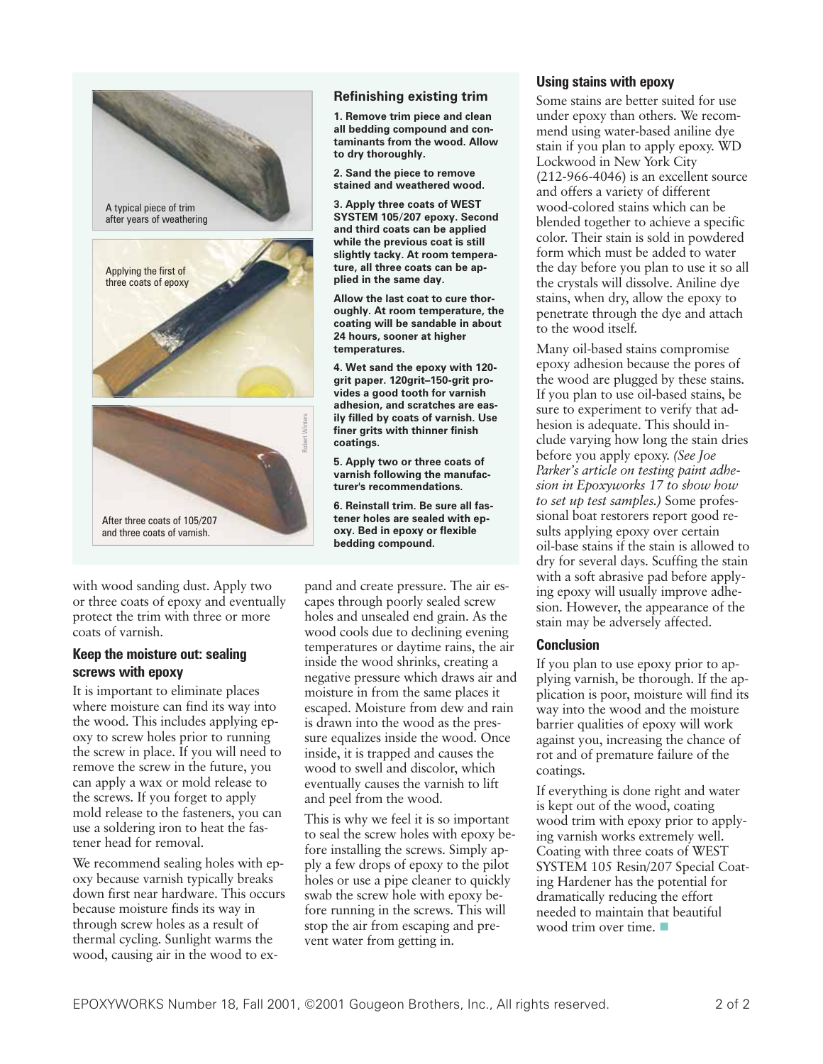A typical piece of trim after years of weathering

Applying the first of three coats of epoxy

After three coats of 105/207 and three coats of varnish.

Robert Winters

### Refinishing existing trim

**1. Remove trim piece and clean all bedding compound and contaminants from the wood. Allow to dry thoroughly.**

**2. Sand the piece to remove stained and weathered wood.**

**3. Apply three coats of WEST SYSTEM 105/207 epoxy. Second and third coats can be applied while the previous coat is still slightly tacky. At room temperature, all three coats can be applied in the same day.**

**Allow the last coat to cure thoroughly. At room temperature, the coating will be sandable in about 24 hours, sooner at higher temperatures.**

**4. Wet sand the epoxy with 120-grit paper. 120grit–150-grit provides a good tooth for varnish adhesion, and scratches are easily filled by coats of varnish. Use finer grits with thinner finish coatings.**

**5. Apply two or three coats of varnish following the manufacturer's recommendations.**

**6. Reinstall trim. Be sure all fastener holes are sealed with epoxy. Bed in epoxy or flexible bedding compound.**

with wood sanding dust. Apply two or three coats of epoxy and eventually protect the trim with three or more coats of varnish.

### Keep the moisture out: sealing screws with epoxy

It is important to eliminate places where moisture can find its way into the wood. This includes applying epoxy to screw holes prior to running the screw in place. If you will need to remove the screw in the future, you can apply a wax or mold release to the screws. If you forget to apply mold release to the fasteners, you can use a soldering iron to heat the fastener head for removal.

We recommend sealing holes with epoxy because varnish typically breaks down first near hardware. This occurs because moisture finds its way in through screw holes as a result of thermal cycling. Sunlight warms the wood, causing air in the wood to expand and create pressure. The air escapes through poorly sealed screw holes and unsealed end grain. As the wood cools due to declining evening temperatures or daytime rains, the air inside the wood shrinks, creating a negative pressure which draws air and moisture in from the same places it escaped. Moisture from dew and rain is drawn into the wood as the pressure equalizes inside the wood. Once inside, it is trapped and causes the wood to swell and discolor, which eventually causes the varnish to lift and peel from the wood.

This is why we feel it is so important to seal the screw holes with epoxy before installing the screws. Simply apply a few drops of epoxy to the pilot holes or use a pipe cleaner to quickly swab the screw hole with epoxy before running in the screws. This will stop the air from escaping and prevent water from getting in.

### Using stains with epoxy

Some stains are better suited for use under epoxy than others. We recommend using water-based aniline dye stain if you plan to apply epoxy. WD Lockwood in New York City (212-966-4046) is an excellent source and offers a variety of different wood-colored stains which can be blended together to achieve a specific color. Their stain is sold in powdered form which must be added to water the day before you plan to use it so all the crystals will dissolve. Aniline dye stains, when dry, allow the epoxy to penetrate through the dye and attach to the wood itself.

Many oil-based stains compromise epoxy adhesion because the pores of the wood are plugged by these stains. If you plan to use oil-based stains, be sure to experiment to verify that adhesion is adequate. This should include varying how long the stain dries before you apply epoxy. *(See Joe Parker's article on testing paint adhesion in Epoxyworks 17 to show how to set up test samples.)* Some professional boat restorers report good results applying epoxy over certain oil-base stains if the stain is allowed to dry for several days. Scuffing the stain with a soft abrasive pad before applying epoxy will usually improve adhesion. However, the appearance of the stain may be adversely affected.

### Conclusion

If you plan to use epoxy prior to applying varnish, be thorough. If the application is poor, moisture will find its way into the wood and the moisture barrier qualities of epoxy will work against you, increasing the chance of rot and of premature failure of the coatings.

If everything is done right and water is kept out of the wood, coating wood trim with epoxy prior to applying varnish works extremely well. Coating with three coats of WEST SYSTEM 105 Resin/207 Special Coating Hardener has the potential for dramatically reducing the effort needed to maintain that beautiful wood trim over time. ■